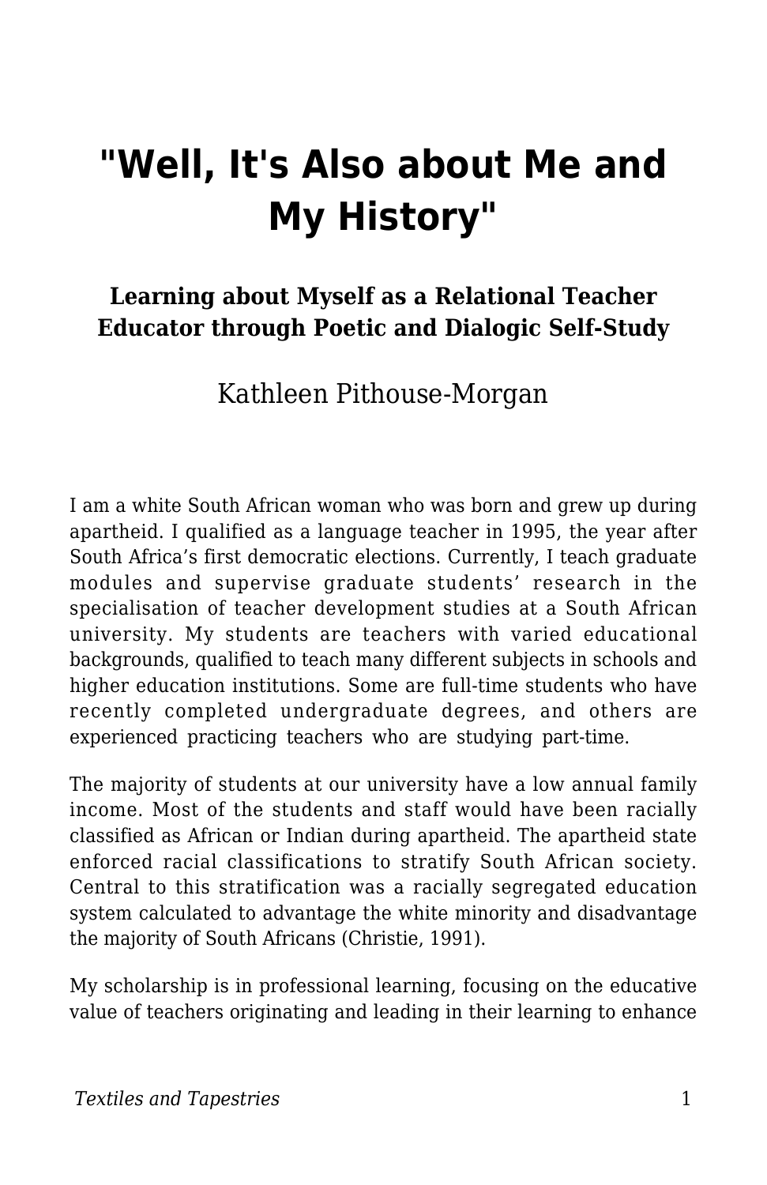# "Well, It's Also about Me and My History"

### Learning about Myself as a Relational Teacher Educator through Poetic and Dialogic Self-Study

Kathleen Pithouse-Morgan

I am a white South African woman who was born and grew up during apartheid. I qualified as a language teacher in 1995, the year after South Africa's first democratic elections. Currently, I teach graduate modules and supervise graduate students' research in the specialisation of teacher development studies at a South African university. My students are teachers with varied educational backgrounds, qualified to teach many different subjects in schools and higher education institutions. Some are full-time students who have recently completed undergraduate degrees, and others are experienced practicing teachers who are studying part-time.

The majority of students at our university have a low annual family income. Most of the students and staff would have been racially classified as African or Indian during apartheid. The apartheid state enforced racial classifications to stratify South African society. Central to this stratification was a racially segregated education system calculated to advantage the white minority and disadvantage the majority of South Africans (Christie, 1991).

My scholarship is in professional learning, focusing on the educative value of teachers originating and leading in their learning to enhance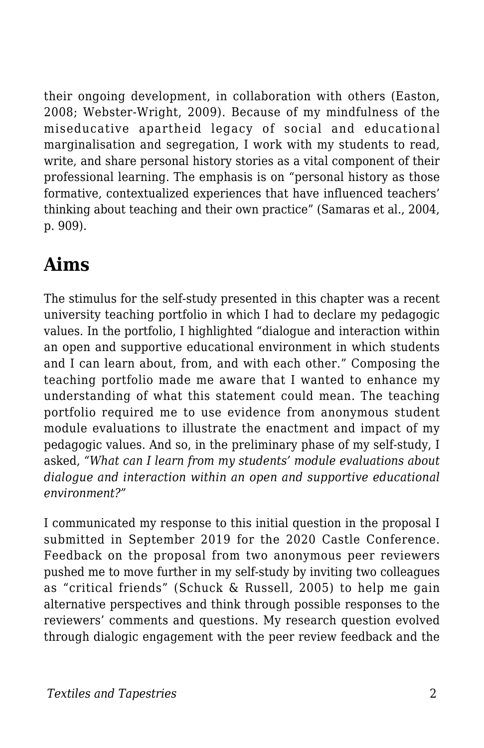their ongoing development, in collaboration with others (Easton, 2008; Webster-Wright, 2009). Because of my mindfulness of the miseducative apartheid legacy of social and educational marginalisation and segregation, I work with my students to read, write, and share personal history stories as a vital component of their professional learning. The emphasis is on "personal history as those formative, contextualized experiences that have influenced teachers' thinking about teaching and their own practice" (Samaras et al., 2004, p. 909).

## Aims

The stimulus for the self-study presented in this chapter was a recent university teaching portfolio in which I had to declare my pedagogic values. In the portfolio, I highlighted "dialogue and interaction within an open and supportive educational environment in which students and I can learn about, from, and with each other." Composing the teaching portfolio made me aware that I wanted to enhance my understanding of what this statement could mean. The teaching portfolio required me to use evidence from anonymous student module evaluations to illustrate the enactment and impact of my pedagogic values. And so, in the preliminary phase of my self-study, I asked, *"What can I learn from my students' module evaluations about dialogue and interaction within an open and supportive educational environment?"*

I communicated my response to this initial question in the proposal I submitted in September 2019 for the 2020 Castle Conference. Feedback on the proposal from two anonymous peer reviewers pushed me to move further in my self-study by inviting two colleagues as "critical friends" (Schuck & Russell, 2005) to help me gain alternative perspectives and think through possible responses to the reviewers' comments and questions. My research question evolved through dialogic engagement with the peer review feedback and the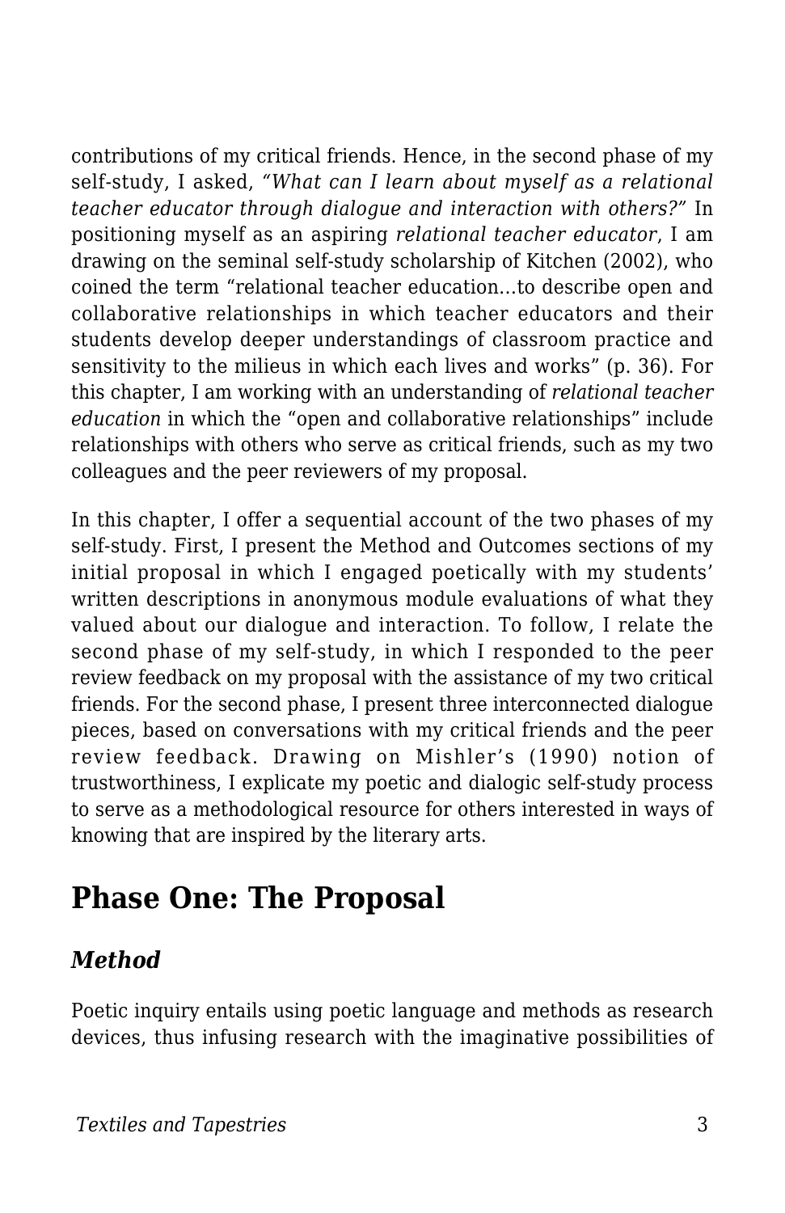contributions of my critical friends. Hence, in the second phase of my self-study, I asked, *"What can I learn about myself as a relational teacher educator through dialogue and interaction with others?"* In positioning myself as an aspiring *relational teacher educator*, I am drawing on the seminal self-study scholarship of Kitchen (2002), who coined the term "relational teacher education…to describe open and collaborative relationships in which teacher educators and their students develop deeper understandings of classroom practice and sensitivity to the milieus in which each lives and works" (p. 36). For this chapter, I am working with an understanding of *relational teacher education* in which the "open and collaborative relationships" include relationships with others who serve as critical friends, such as my two colleagues and the peer reviewers of my proposal.

In this chapter, I offer a sequential account of the two phases of my self-study. First, I present the Method and Outcomes sections of my initial proposal in which I engaged poetically with my students' written descriptions in anonymous module evaluations of what they valued about our dialogue and interaction. To follow, I relate the second phase of my self-study, in which I responded to the peer review feedback on my proposal with the assistance of my two critical friends. For the second phase, I present three interconnected dialogue pieces, based on conversations with my critical friends and the peer review feedback. Drawing on Mishler's (1990) notion of trustworthiness, I explicate my poetic and dialogic self-study process to serve as a methodological resource for others interested in ways of knowing that are inspired by the literary arts.

## Phase One: The Proposal

### *Method*

Poetic inquiry entails using poetic language and methods as research devices, thus infusing research with the imaginative possibilities of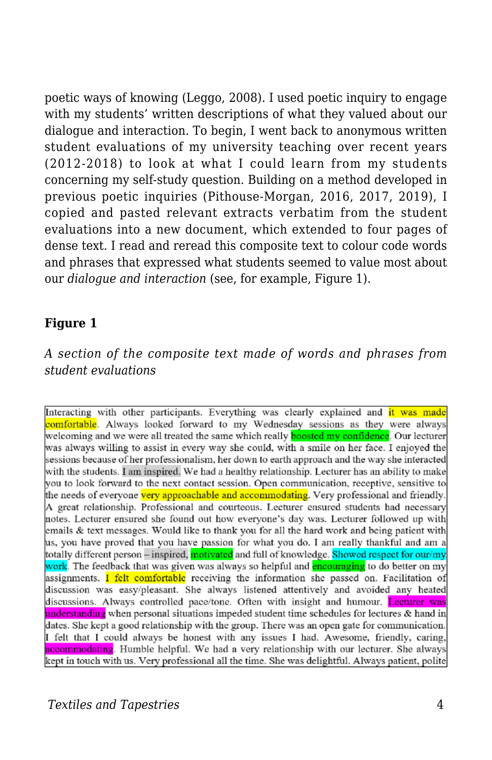poetic ways of knowing (Leggo, 2008). I used poetic inquiry to engage with my students' written descriptions of what they valued about our dialogue and interaction. To begin, I went back to anonymous written student evaluations of my university teaching over recent years (2012-2018) to look at what I could learn from my students concerning my self-study question. Building on a method developed in previous poetic inquiries (Pithouse-Morgan, 2016, 2017, 2019), I copied and pasted relevant extracts verbatim from the student evaluations into a new document, which extended to four pages of dense text. I read and reread this composite text to colour code words and phrases that expressed what students seemed to value most about our *dialogue and interaction* (see, for example, Figure 1).

**Figure 1**

*A section of the composite text made of words and phrases from student evaluations*

Interacting with other participants. Everything was clearly explained and it was made comfortable. Always looked forward to my Wednesday sessions as they were always welcoming and we were all treated the same which really boosted my confidence. Our lecturer was always willing to assist in every way she could, with a smile on her face. I enjoyed the sessions because of her professionalism, her down to earth approach and the way she interacted with the students. I am inspired. We had a healthy relationship. Lecturer has an ability to make you to look forward to the next contact session. Open communication, receptive, sensitive to the needs of everyone very approachable and accommodating. Very professional and friendly. A great relationship. Professional and courteous. Lecturer ensured students had necessary notes. Lecturer ensured she found out how everyone's day was. Lecturer followed up with emails & text messages. Would like to thank you for all the hard work and being patient with us, you have proved that you have passion for what you do. I am really thankful and am a totally different person – inspired, motivated and full of knowledge. Showed respect for our/my work. The feedback that was given was always so helpful and encouraging to do better on my assignments. I felt comfortable receiving the information she passed on. Facilitation of discussion was easy/pleasant. She always listened attentively and avoided any heated discussions. Always controlled pace/tone. Often with insight and humour. Lecturer was understanding when personal situations impeded student time schedules for lectures & hand in dates. She kept a good relationship with the group. There was an open gate for communication. I felt that I could always be honest with any issues I had. Awesome, friendly, caring, accommodating. Humble helpful. We had a very relationship with our lecturer. She always kept in touch with us. Very professional all the time. She was delightful. Always patient, polite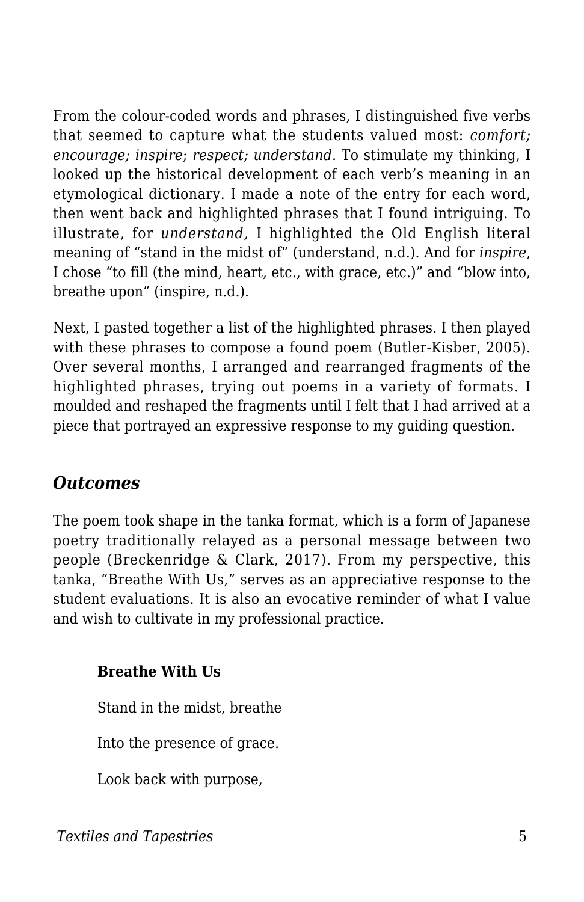From the colour-coded words and phrases, I distinguished five verbs that seemed to capture what the students valued most: *comfort; encourage; inspire*; *respect; understand*. To stimulate my thinking, I looked up the historical development of each verb's meaning in an etymological dictionary. I made a note of the entry for each word, then went back and highlighted phrases that I found intriguing. To illustrate, for *understand,* I highlighted the Old English literal meaning of "stand in the midst of" (understand, n.d.). And for *inspire*, I chose "to fill (the mind, heart, etc., with grace, etc.)" and "blow into, breathe upon" (inspire, n.d.).

Next, I pasted together a list of the highlighted phrases. I then played with these phrases to compose a found poem (Butler-Kisber, 2005). Over several months, I arranged and rearranged fragments of the highlighted phrases, trying out poems in a variety of formats. I moulded and reshaped the fragments until I felt that I had arrived at a piece that portrayed an expressive response to my guiding question.

## *Outcomes*

The poem took shape in the tanka format, which is a form of Japanese poetry traditionally relayed as a personal message between two people (Breckenridge & Clark, 2017). From my perspective, this tanka, "Breathe With Us," serves as an appreciative response to the student evaluations. It is also an evocative reminder of what I value and wish to cultivate in my professional practice.

**Breathe With Us**

Stand in the midst, breathe

Into the presence of grace.

Look back with purpose,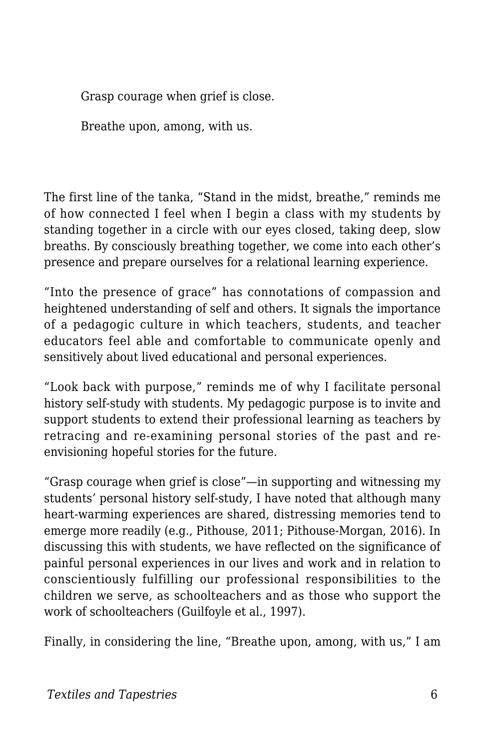Grasp courage when grief is close.

Breathe upon, among, with us.

The first line of the tanka, “Stand in the midst, breathe,” reminds me of how connected I feel when I begin a class with my students by standing together in a circle with our eyes closed, taking deep, slow breaths. By consciously breathing together, we come into each other’s presence and prepare ourselves for a relational learning experience.

“Into the presence of grace” has connotations of compassion and heightened understanding of self and others. It signals the importance of a pedagogic culture in which teachers, students, and teacher educators feel able and comfortable to communicate openly and sensitively about lived educational and personal experiences.

“Look back with purpose,” reminds me of why I facilitate personal history self-study with students. My pedagogic purpose is to invite and support students to extend their professional learning as teachers by retracing and re-examining personal stories of the past and re-envisioning hopeful stories for the future.

“Grasp courage when grief is close”—in supporting and witnessing my students’ personal history self-study, I have noted that although many heart-warming experiences are shared, distressing memories tend to emerge more readily (e.g., Pithouse, 2011; Pithouse-Morgan, 2016). In discussing this with students, we have reflected on the significance of painful personal experiences in our lives and work and in relation to conscientiously fulfilling our professional responsibilities to the children we serve, as schoolteachers and as those who support the work of schoolteachers (Guilfoyle et al., 1997).

Finally, in considering the line, “Breathe upon, among, with us,” I am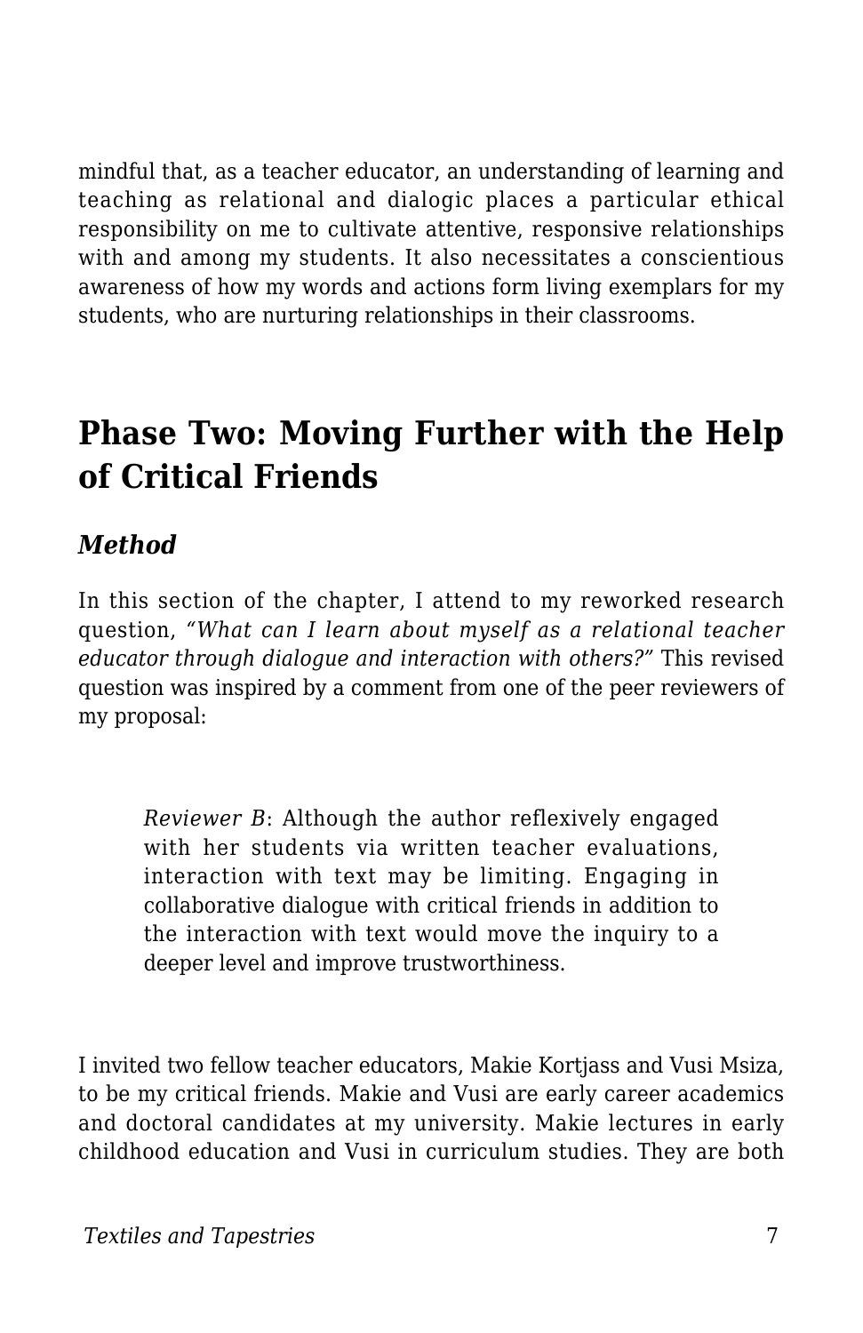mindful that, as a teacher educator, an understanding of learning and teaching as relational and dialogic places a particular ethical responsibility on me to cultivate attentive, responsive relationships with and among my students. It also necessitates a conscientious awareness of how my words and actions form living exemplars for my students, who are nurturing relationships in their classrooms.

## Phase Two: Moving Further with the Help of Critical Friends

### *Method*

In this section of the chapter, I attend to my reworked research question, *"What can I learn about myself as a relational teacher educator through dialogue and interaction with others?"* This revised question was inspired by a comment from one of the peer reviewers of my proposal:

> *Reviewer B*: Although the author reflexively engaged with her students via written teacher evaluations, interaction with text may be limiting. Engaging in collaborative dialogue with critical friends in addition to the interaction with text would move the inquiry to a deeper level and improve trustworthiness.

I invited two fellow teacher educators, Makie Kortjass and Vusi Msiza, to be my critical friends. Makie and Vusi are early career academics and doctoral candidates at my university. Makie lectures in early childhood education and Vusi in curriculum studies. They are both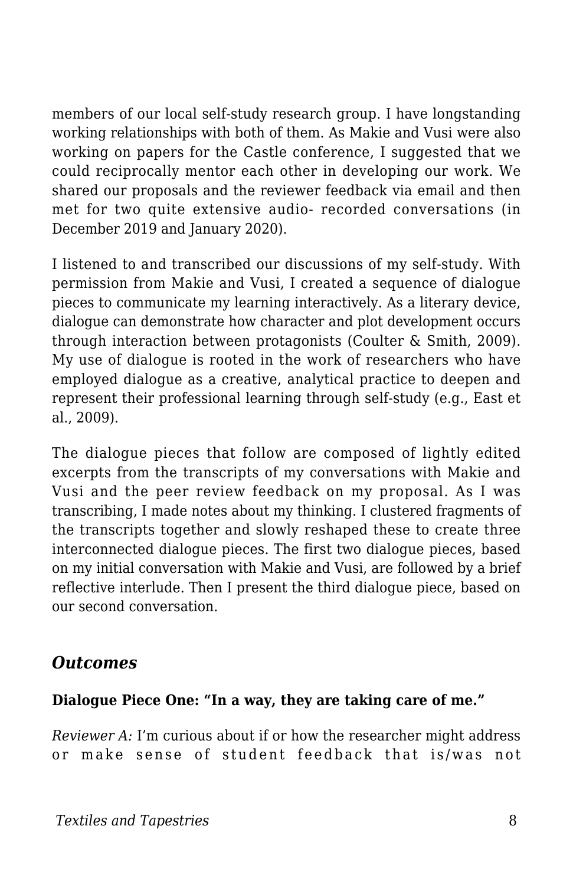members of our local self-study research group. I have longstanding working relationships with both of them. As Makie and Vusi were also working on papers for the Castle conference, I suggested that we could reciprocally mentor each other in developing our work. We shared our proposals and the reviewer feedback via email and then met for two quite extensive audio- recorded conversations (in December 2019 and January 2020).

I listened to and transcribed our discussions of my self-study. With permission from Makie and Vusi, I created a sequence of dialogue pieces to communicate my learning interactively. As a literary device, dialogue can demonstrate how character and plot development occurs through interaction between protagonists (Coulter & Smith, 2009). My use of dialogue is rooted in the work of researchers who have employed dialogue as a creative, analytical practice to deepen and represent their professional learning through self-study (e.g., East et al., 2009).

The dialogue pieces that follow are composed of lightly edited excerpts from the transcripts of my conversations with Makie and Vusi and the peer review feedback on my proposal. As I was transcribing, I made notes about my thinking. I clustered fragments of the transcripts together and slowly reshaped these to create three interconnected dialogue pieces. The first two dialogue pieces, based on my initial conversation with Makie and Vusi, are followed by a brief reflective interlude. Then I present the third dialogue piece, based on our second conversation.

## *Outcomes*

**Dialogue Piece One: "In a way, they are taking care of me."**

*Reviewer A:* I'm curious about if or how the researcher might address or make sense of student feedback that is/was not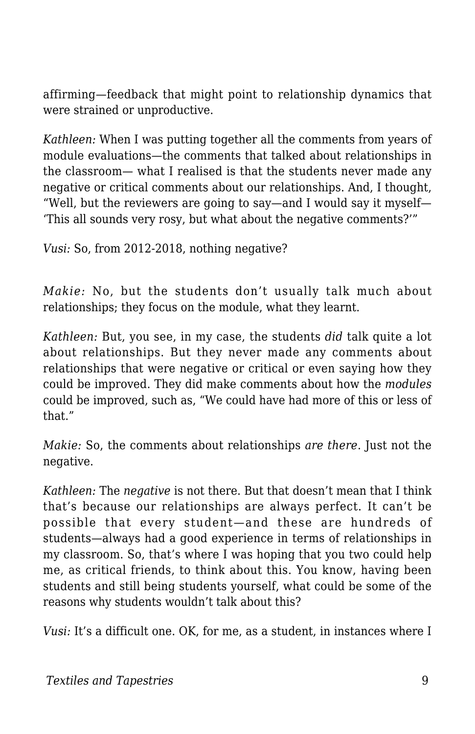affirming—feedback that might point to relationship dynamics that were strained or unproductive.

*Kathleen:* When I was putting together all the comments from years of module evaluations—the comments that talked about relationships in the classroom— what I realised is that the students never made any negative or critical comments about our relationships. And, I thought, "Well, but the reviewers are going to say—and I would say it myself—'This all sounds very rosy, but what about the negative comments?'"

*Vusi:* So, from 2012-2018, nothing negative?

*Makie:* No, but the students don't usually talk much about relationships; they focus on the module, what they learnt.

*Kathleen:* But, you see, in my case, the students *did* talk quite a lot about relationships. But they never made any comments about relationships that were negative or critical or even saying how they could be improved. They did make comments about how the *modules* could be improved, such as, "We could have had more of this or less of that."

*Makie:* So, the comments about relationships *are there*. Just not the negative.

*Kathleen:* The *negative* is not there. But that doesn't mean that I think that's because our relationships are always perfect. It can't be possible that every student—and these are hundreds of students—always had a good experience in terms of relationships in my classroom. So, that's where I was hoping that you two could help me, as critical friends, to think about this. You know, having been students and still being students yourself, what could be some of the reasons why students wouldn't talk about this?

*Vusi:* It's a difficult one. OK, for me, as a student, in instances where I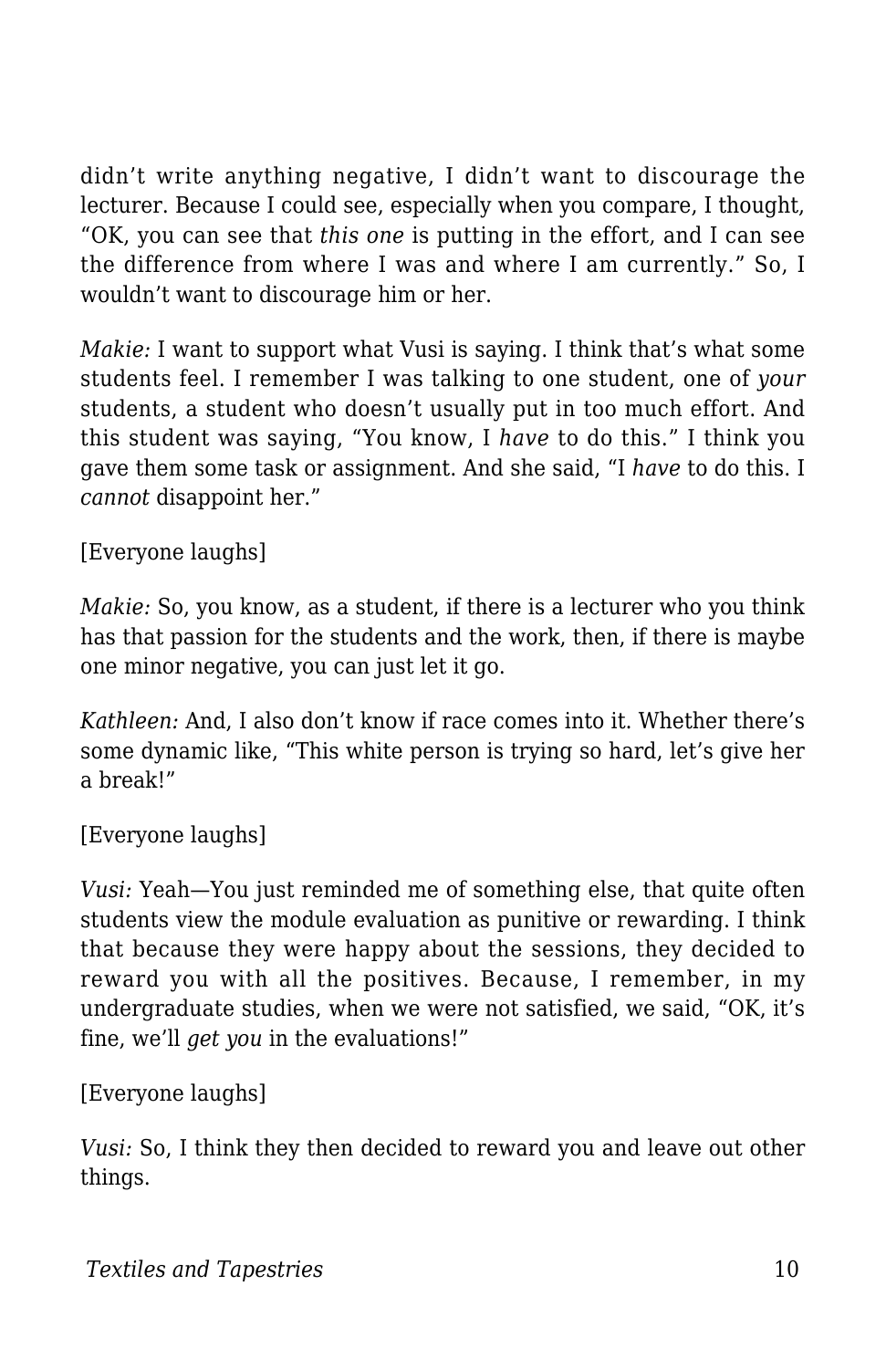didn't write anything negative, I didn't want to discourage the lecturer. Because I could see, especially when you compare, I thought, "OK, you can see that *this one* is putting in the effort, and I can see the difference from where I was and where I am currently." So, I wouldn't want to discourage him or her.

*Makie:* I want to support what Vusi is saying. I think that's what some students feel. I remember I was talking to one student, one of *your* students, a student who doesn't usually put in too much effort. And this student was saying, "You know, I *have* to do this." I think you gave them some task or assignment. And she said, "I *have* to do this. I *cannot* disappoint her."

[Everyone laughs]

*Makie:* So, you know, as a student, if there is a lecturer who you think has that passion for the students and the work, then, if there is maybe one minor negative, you can just let it go.

*Kathleen:* And, I also don't know if race comes into it. Whether there's some dynamic like, "This white person is trying so hard, let's give her a break!"

[Everyone laughs]

*Vusi:* Yeah—You just reminded me of something else, that quite often students view the module evaluation as punitive or rewarding. I think that because they were happy about the sessions, they decided to reward you with all the positives. Because, I remember, in my undergraduate studies, when we were not satisfied, we said, "OK, it's fine, we'll *get you* in the evaluations!"

[Everyone laughs]

*Vusi:* So, I think they then decided to reward you and leave out other things.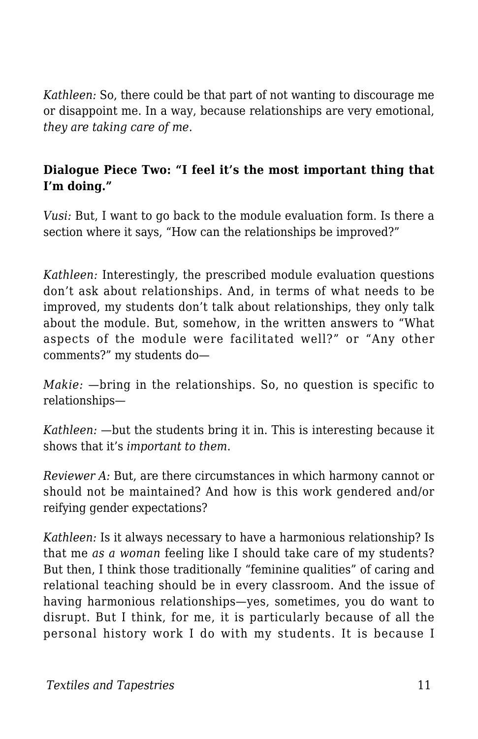*Kathleen:* So, there could be that part of not wanting to discourage me or disappoint me. In a way, because relationships are very emotional, *they are taking care of me*.

### Dialogue Piece Two: "I feel it's the most important thing that I'm doing."

*Vusi:* But, I want to go back to the module evaluation form. Is there a section where it says, "How can the relationships be improved?"

*Kathleen:* Interestingly, the prescribed module evaluation questions don't ask about relationships. And, in terms of what needs to be improved, my students don't talk about relationships, they only talk about the module. But, somehow, in the written answers to "What aspects of the module were facilitated well?" or "Any other comments?" my students do—

*Makie:* —bring in the relationships. So, no question is specific to relationships—

*Kathleen:* —but the students bring it in. This is interesting because it shows that it's *important to them*.

*Reviewer A:* But, are there circumstances in which harmony cannot or should not be maintained? And how is this work gendered and/or reifying gender expectations?

*Kathleen:* Is it always necessary to have a harmonious relationship? Is that me *as a woman* feeling like I should take care of my students? But then, I think those traditionally "feminine qualities" of caring and relational teaching should be in every classroom. And the issue of having harmonious relationships—yes, sometimes, you do want to disrupt. But I think, for me, it is particularly because of all the personal history work I do with my students. It is because I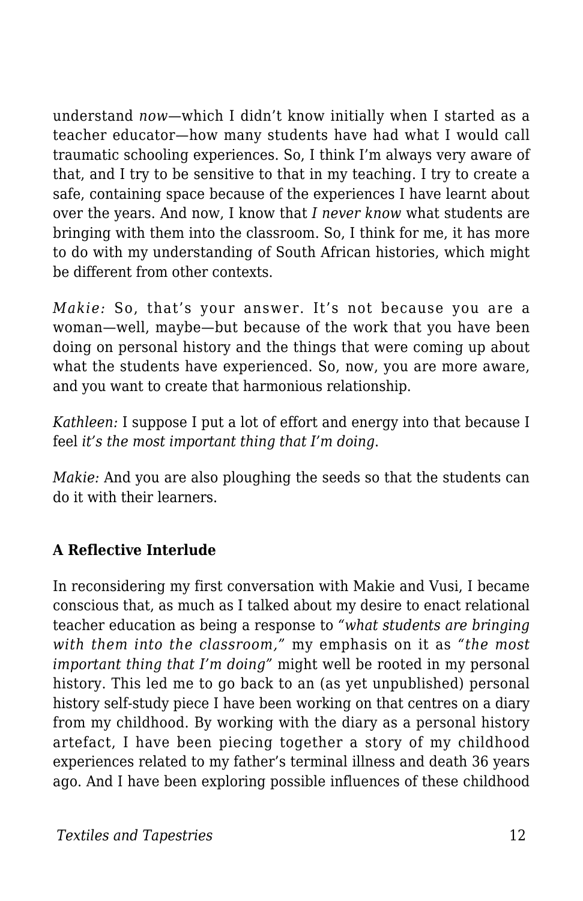understand *now*—which I didn't know initially when I started as a teacher educator—how many students have had what I would call traumatic schooling experiences. So, I think I'm always very aware of that, and I try to be sensitive to that in my teaching. I try to create a safe, containing space because of the experiences I have learnt about over the years. And now, I know that *I never know* what students are bringing with them into the classroom. So, I think for me, it has more to do with my understanding of South African histories, which might be different from other contexts.

*Makie:* So, that's your answer. It's not because you are a woman—well, maybe—but because of the work that you have been doing on personal history and the things that were coming up about what the students have experienced. So, now, you are more aware, and you want to create that harmonious relationship.

*Kathleen:* I suppose I put a lot of effort and energy into that because I feel *it's the most important thing that I'm doing*.

*Makie:* And you are also ploughing the seeds so that the students can do it with their learners.

**A Reflective Interlude**

In reconsidering my first conversation with Makie and Vusi, I became conscious that, as much as I talked about my desire to enact relational teacher education as being a response to *"what students are bringing with them into the classroom,"* my emphasis on it as *"the most important thing that I'm doing"* might well be rooted in my personal history. This led me to go back to an (as yet unpublished) personal history self-study piece I have been working on that centres on a diary from my childhood. By working with the diary as a personal history artefact, I have been piecing together a story of my childhood experiences related to my father's terminal illness and death 36 years ago. And I have been exploring possible influences of these childhood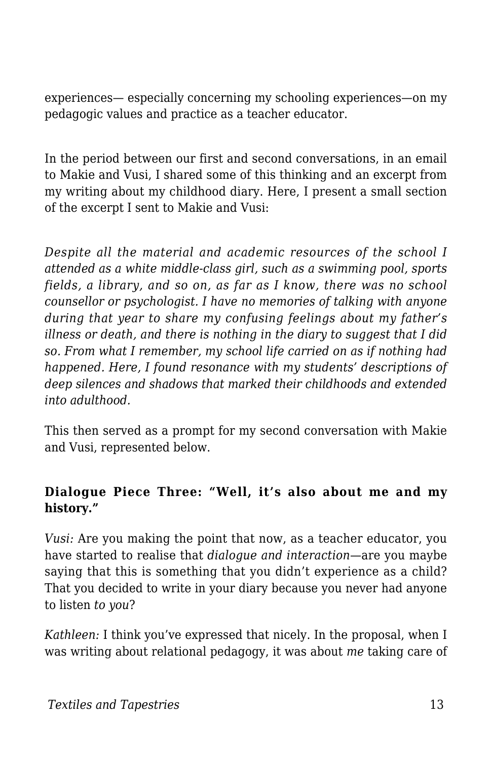experiences— especially concerning my schooling experiences—on my pedagogic values and practice as a teacher educator.

In the period between our first and second conversations, in an email to Makie and Vusi, I shared some of this thinking and an excerpt from my writing about my childhood diary. Here, I present a small section of the excerpt I sent to Makie and Vusi:

*Despite all the material and academic resources of the school I attended as a white middle-class girl, such as a swimming pool, sports fields, a library, and so on, as far as I know, there was no school counsellor or psychologist. I have no memories of talking with anyone during that year to share my confusing feelings about my father's illness or death, and there is nothing in the diary to suggest that I did so. From what I remember, my school life carried on as if nothing had happened. Here, I found resonance with my students' descriptions of deep silences and shadows that marked their childhoods and extended into adulthood.*

This then served as a prompt for my second conversation with Makie and Vusi, represented below.

### Dialogue Piece Three: "Well, it's also about me and my history."

*Vusi:* Are you making the point that now, as a teacher educator, you have started to realise that *dialogue and interaction*—are you maybe saying that this is something that you didn't experience as a child? That you decided to write in your diary because you never had anyone to listen *to you*?

*Kathleen:* I think you've expressed that nicely. In the proposal, when I was writing about relational pedagogy, it was about *me* taking care of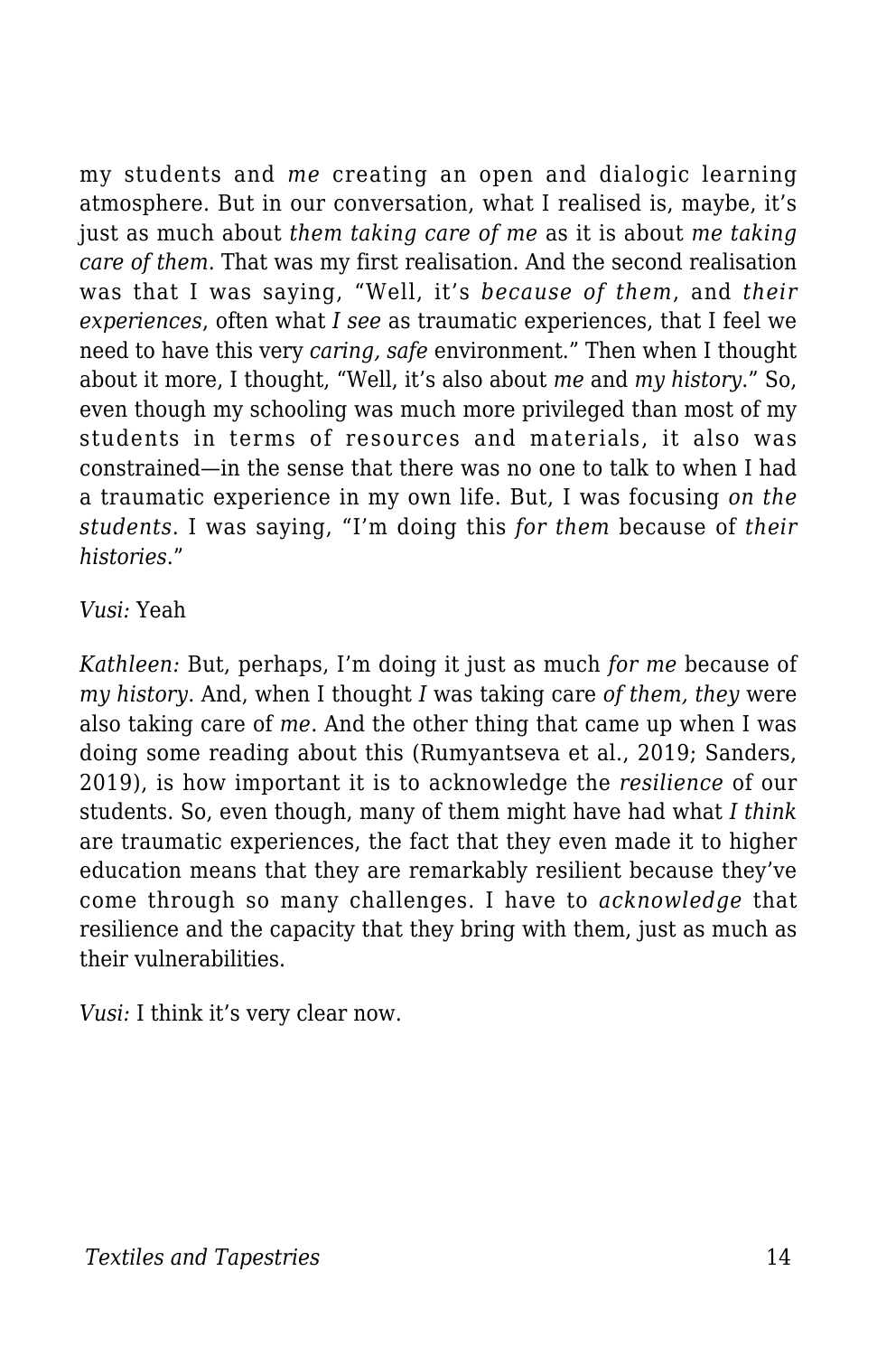my students and *me* creating an open and dialogic learning atmosphere. But in our conversation, what I realised is, maybe, it's just as much about *them taking care of me* as it is about *me taking care of them.* That was my first realisation. And the second realisation was that I was saying, "Well, it's *because of them*, and *their experiences*, often what *I see* as traumatic experiences, that I feel we need to have this very *caring, safe* environment." Then when I thought about it more, I thought, "Well, it's also about *me* and *my history*." So, even though my schooling was much more privileged than most of my students in terms of resources and materials, it also was constrained—in the sense that there was no one to talk to when I had a traumatic experience in my own life. But, I was focusing *on the students*. I was saying, "I'm doing this *for them* because of *their histories*."

*Vusi:* Yeah

*Kathleen:* But, perhaps, I'm doing it just as much *for me* because of *my history*. And, when I thought *I* was taking care *of them, they* were also taking care of *me*. And the other thing that came up when I was doing some reading about this (Rumyantseva et al., 2019; Sanders, 2019), is how important it is to acknowledge the *resilience* of our students. So, even though, many of them might have had what *I think* are traumatic experiences, the fact that they even made it to higher education means that they are remarkably resilient because they've come through so many challenges. I have to *acknowledge* that resilience and the capacity that they bring with them, just as much as their vulnerabilities.

*Vusi:* I think it's very clear now.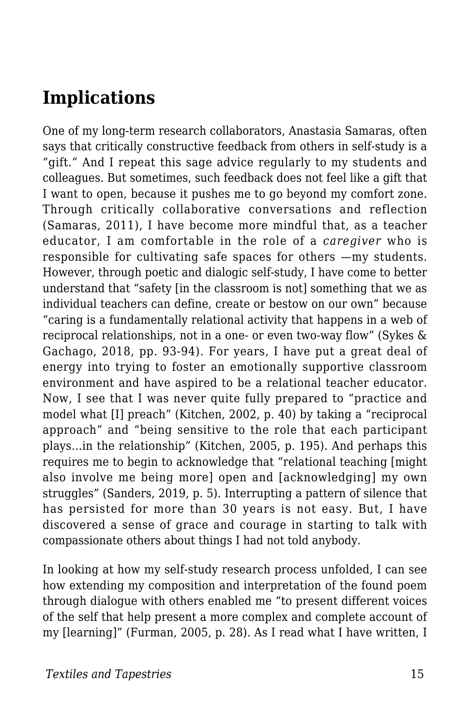## Implications

One of my long-term research collaborators, Anastasia Samaras, often says that critically constructive feedback from others in self-study is a "gift." And I repeat this sage advice regularly to my students and colleagues. But sometimes, such feedback does not feel like a gift that I want to open, because it pushes me to go beyond my comfort zone. Through critically collaborative conversations and reflection (Samaras, 2011), I have become more mindful that, as a teacher educator, I am comfortable in the role of a *caregiver* who is responsible for cultivating safe spaces for others —my students. However, through poetic and dialogic self-study, I have come to better understand that "safety [in the classroom is not] something that we as individual teachers can define, create or bestow on our own" because "caring is a fundamentally relational activity that happens in a web of reciprocal relationships, not in a one- or even two-way flow" (Sykes & Gachago, 2018, pp. 93-94). For years, I have put a great deal of energy into trying to foster an emotionally supportive classroom environment and have aspired to be a relational teacher educator. Now, I see that I was never quite fully prepared to "practice and model what [I] preach" (Kitchen, 2002, p. 40) by taking a "reciprocal approach" and "being sensitive to the role that each participant plays…in the relationship" (Kitchen, 2005, p. 195). And perhaps this requires me to begin to acknowledge that "relational teaching [might also involve me being more] open and [acknowledging] my own struggles" (Sanders, 2019, p. 5). Interrupting a pattern of silence that has persisted for more than 30 years is not easy. But, I have discovered a sense of grace and courage in starting to talk with compassionate others about things I had not told anybody.

In looking at how my self-study research process unfolded, I can see how extending my composition and interpretation of the found poem through dialogue with others enabled me "to present different voices of the self that help present a more complex and complete account of my [learning]" (Furman, 2005, p. 28). As I read what I have written, I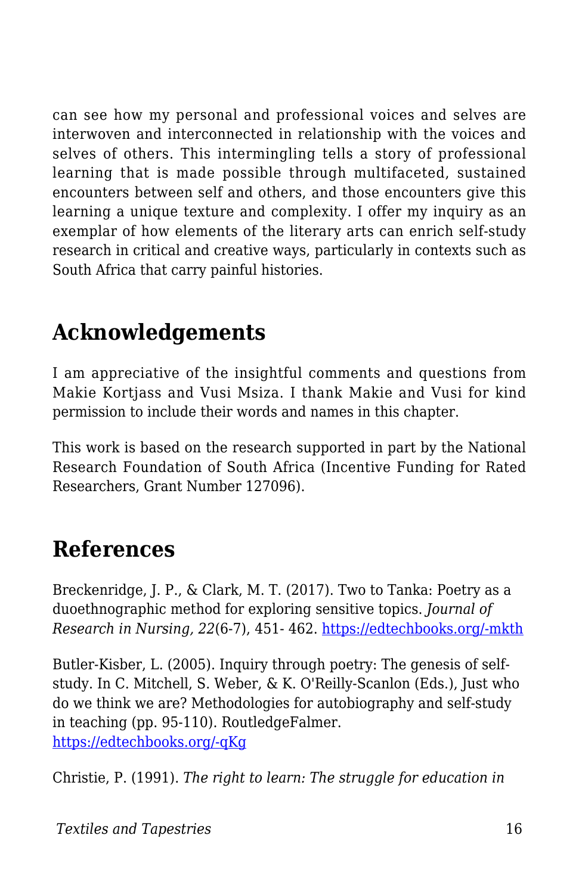can see how my personal and professional voices and selves are interwoven and interconnected in relationship with the voices and selves of others. This intermingling tells a story of professional learning that is made possible through multifaceted, sustained encounters between self and others, and those encounters give this learning a unique texture and complexity. I offer my inquiry as an exemplar of how elements of the literary arts can enrich self-study research in critical and creative ways, particularly in contexts such as South Africa that carry painful histories.

## Acknowledgements

I am appreciative of the insightful comments and questions from Makie Kortjass and Vusi Msiza. I thank Makie and Vusi for kind permission to include their words and names in this chapter.

This work is based on the research supported in part by the National Research Foundation of South Africa (Incentive Funding for Rated Researchers, Grant Number 127096).

## References

Breckenridge, J. P., & Clark, M. T. (2017). Two to Tanka: Poetry as a duoethnographic method for exploring sensitive topics. *Journal of Research in Nursing, 22*(6-7), 451- 462. [https://edtechbooks.org/-mkth](https://edtechbooks.org/-mkth)

Butler-Kisber, L. (2005). Inquiry through poetry: The genesis of self-study. In C. Mitchell, S. Weber, & K. O'Reilly-Scanlon (Eds.), Just who do we think we are? Methodologies for autobiography and self-study in teaching (pp. 95-110). RoutledgeFalmer. [https://edtechbooks.org/-qKg](https://edtechbooks.org/-qKg)

Christie, P. (1991). *The right to learn: The struggle for education in*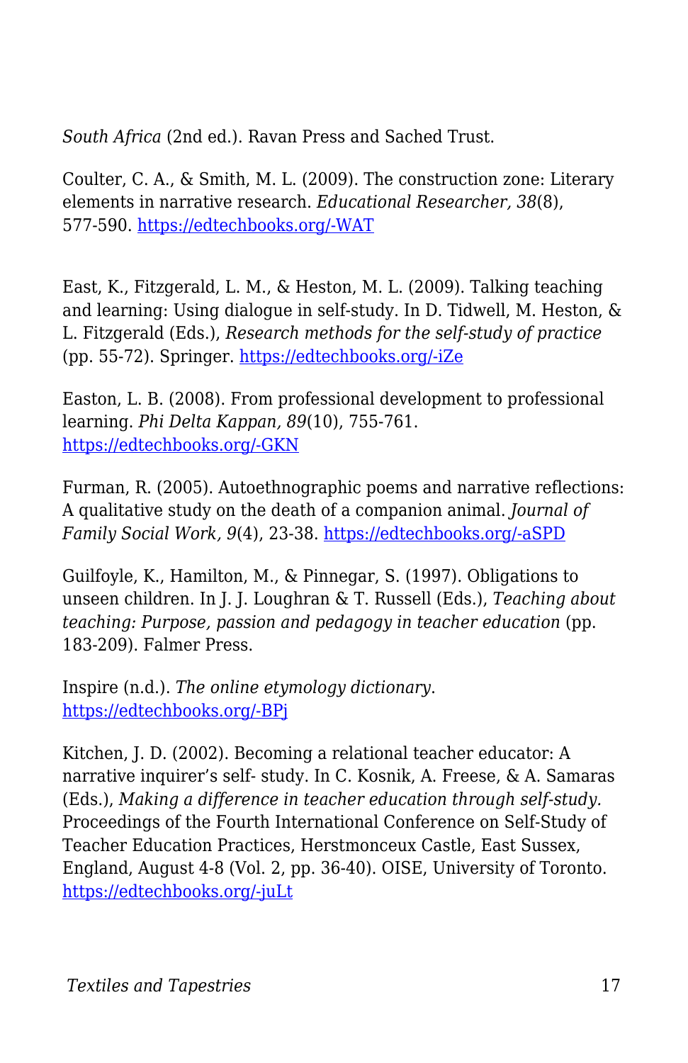*South Africa* (2nd ed.). Ravan Press and Sached Trust.

Coulter, C. A., & Smith, M. L. (2009). The construction zone: Literary elements in narrative research. *Educational Researcher, 38*(8), 577-590. [https://edtechbooks.org/-WAT](https://edtechbooks.org/-WAT)

East, K., Fitzgerald, L. M., & Heston, M. L. (2009). Talking teaching and learning: Using dialogue in self-study. In D. Tidwell, M. Heston, & L. Fitzgerald (Eds.), *Research methods for the self-study of practice* (pp. 55-72). Springer. [https://edtechbooks.org/-iZe](https://edtechbooks.org/-iZe)

Easton, L. B. (2008). From professional development to professional learning. *Phi Delta Kappan, 89*(10), 755-761. [https://edtechbooks.org/-GKN](https://edtechbooks.org/-GKN)

Furman, R. (2005). Autoethnographic poems and narrative reflections: A qualitative study on the death of a companion animal. *Journal of Family Social Work, 9*(4), 23-38. [https://edtechbooks.org/-aSPD](https://edtechbooks.org/-aSPD)

Guilfoyle, K., Hamilton, M., & Pinnegar, S. (1997). Obligations to unseen children. In J. J. Loughran & T. Russell (Eds.), *Teaching about teaching: Purpose, passion and pedagogy in teacher education* (pp. 183-209). Falmer Press.

Inspire (n.d.). *The online etymology dictionary*. [https://edtechbooks.org/-BPj](https://edtechbooks.org/-BPj)

Kitchen, J. D. (2002). Becoming a relational teacher educator: A narrative inquirer's self- study. In C. Kosnik, A. Freese, & A. Samaras (Eds.), *Making a difference in teacher education through self-study.* Proceedings of the Fourth International Conference on Self-Study of Teacher Education Practices, Herstmonceux Castle, East Sussex, England, August 4-8 (Vol. 2, pp. 36-40). OISE, University of Toronto. [https://edtechbooks.org/-juLt](https://edtechbooks.org/-juLt)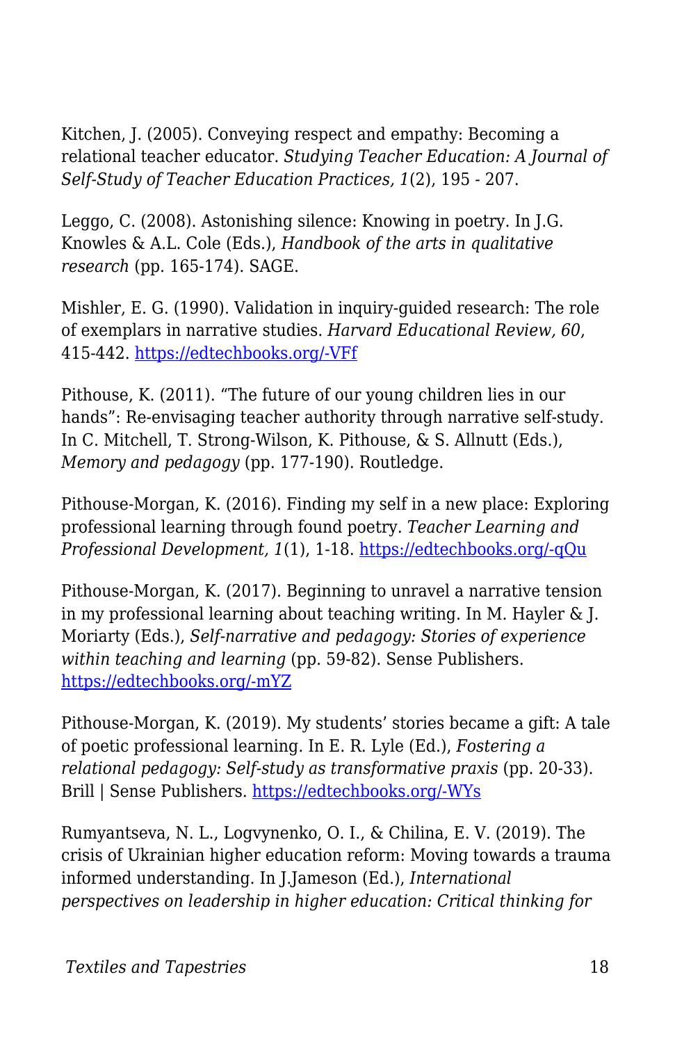Kitchen, J. (2005). Conveying respect and empathy: Becoming a relational teacher educator. *Studying Teacher Education: A Journal of Self-Study of Teacher Education Practices, 1*(2), 195 - 207.

Leggo, C. (2008). Astonishing silence: Knowing in poetry. In J.G. Knowles & A.L. Cole (Eds.), *Handbook of the arts in qualitative research* (pp. 165-174). SAGE.

Mishler, E. G. (1990). Validation in inquiry-guided research: The role of exemplars in narrative studies. *Harvard Educational Review, 60*, 415-442. [https://edtechbooks.org/-VFf](https://edtechbooks.org/-VFf)

Pithouse, K. (2011). "The future of our young children lies in our hands": Re-envisaging teacher authority through narrative self-study. In C. Mitchell, T. Strong-Wilson, K. Pithouse, & S. Allnutt (Eds.), *Memory and pedagogy* (pp. 177-190). Routledge.

Pithouse-Morgan, K. (2016). Finding my self in a new place: Exploring professional learning through found poetry. *Teacher Learning and Professional Development, 1*(1), 1-18. [https://edtechbooks.org/-qQu](https://edtechbooks.org/-qQu)

Pithouse-Morgan, K. (2017). Beginning to unravel a narrative tension in my professional learning about teaching writing. In M. Hayler & J. Moriarty (Eds.), *Self-narrative and pedagogy: Stories of experience within teaching and learning* (pp. 59-82). Sense Publishers. [https://edtechbooks.org/-mYZ](https://edtechbooks.org/-mYZ)

Pithouse-Morgan, K. (2019). My students' stories became a gift: A tale of poetic professional learning. In E. R. Lyle (Ed.), *Fostering a relational pedagogy: Self-study as transformative praxis* (pp. 20-33). Brill | Sense Publishers. [https://edtechbooks.org/-WYs](https://edtechbooks.org/-WYs)

Rumyantseva, N. L., Logvynenko, O. I., & Chilina, E. V. (2019). The crisis of Ukrainian higher education reform: Moving towards a trauma informed understanding. In J.Jameson (Ed.), *International perspectives on leadership in higher education: Critical thinking for*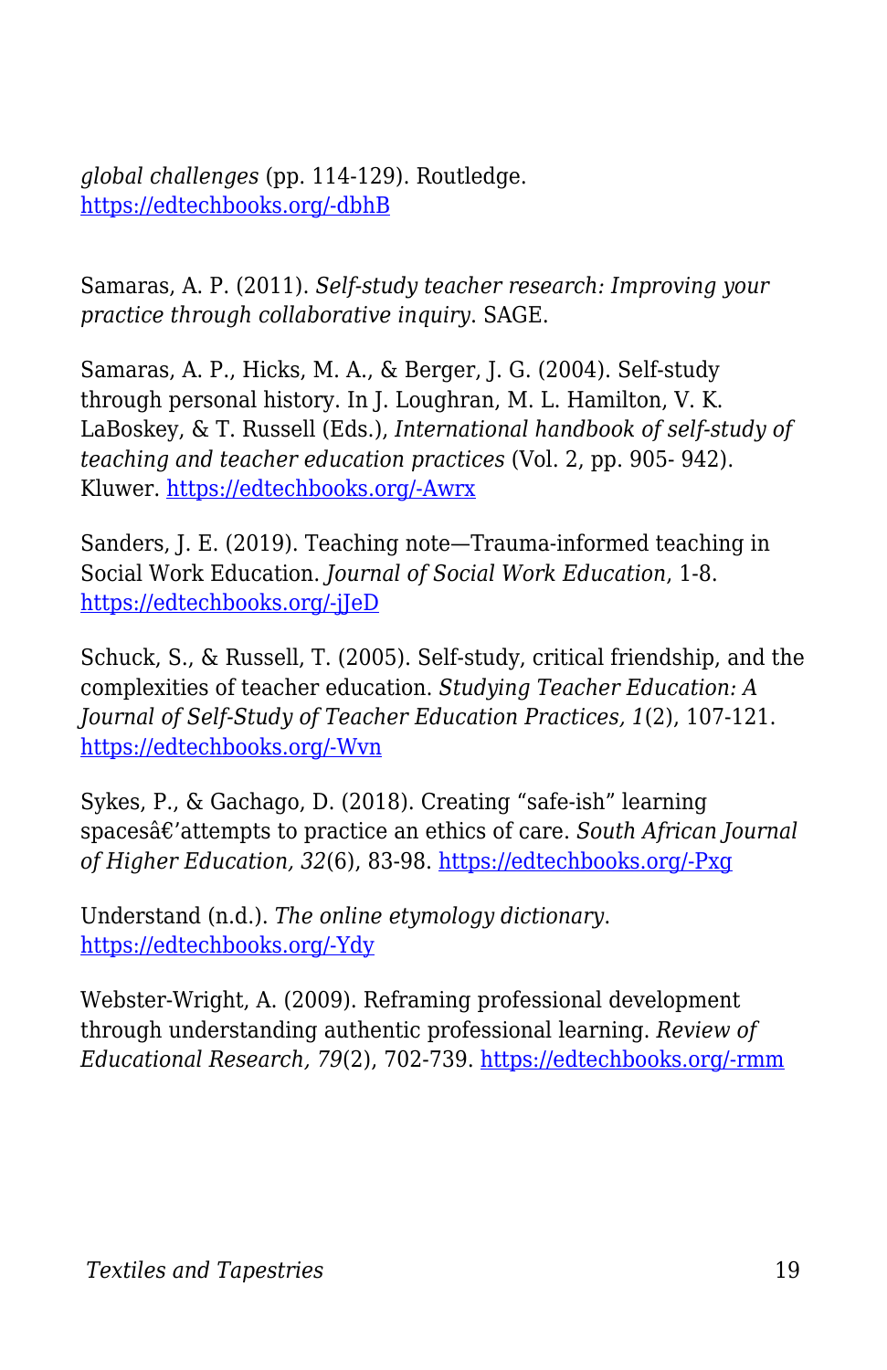*global challenges* (pp. 114-129). Routledge. https://edtechbooks.org/-dbhB

Samaras, A. P. (2011). *Self-study teacher research: Improving your practice through collaborative inquiry*. SAGE.

Samaras, A. P., Hicks, M. A., & Berger, J. G. (2004). Self-study through personal history. In J. Loughran, M. L. Hamilton, V. K. LaBoskey, & T. Russell (Eds.), *International handbook of self-study of teaching and teacher education practices* (Vol. 2, pp. 905- 942). Kluwer. https://edtechbooks.org/-Awrx

Sanders, J. E. (2019). Teaching note—Trauma-informed teaching in Social Work Education. *Journal of Social Work Education*, 1-8. https://edtechbooks.org/-jJeD

Schuck, S., & Russell, T. (2005). Self-study, critical friendship, and the complexities of teacher education. *Studying Teacher Education: A Journal of Self-Study of Teacher Education Practices, 1*(2), 107-121. https://edtechbooks.org/-Wvn

Sykes, P., & Gachago, D. (2018). Creating “safe-ish” learning spacesâ€’attempts to practice an ethics of care. *South African Journal of Higher Education, 32*(6), 83-98. https://edtechbooks.org/-Pxg

Understand (n.d.). *The online etymology dictionary*. https://edtechbooks.org/-Ydy

Webster-Wright, A. (2009). Reframing professional development through understanding authentic professional learning. *Review of Educational Research, 79*(2), 702-739. https://edtechbooks.org/-rmm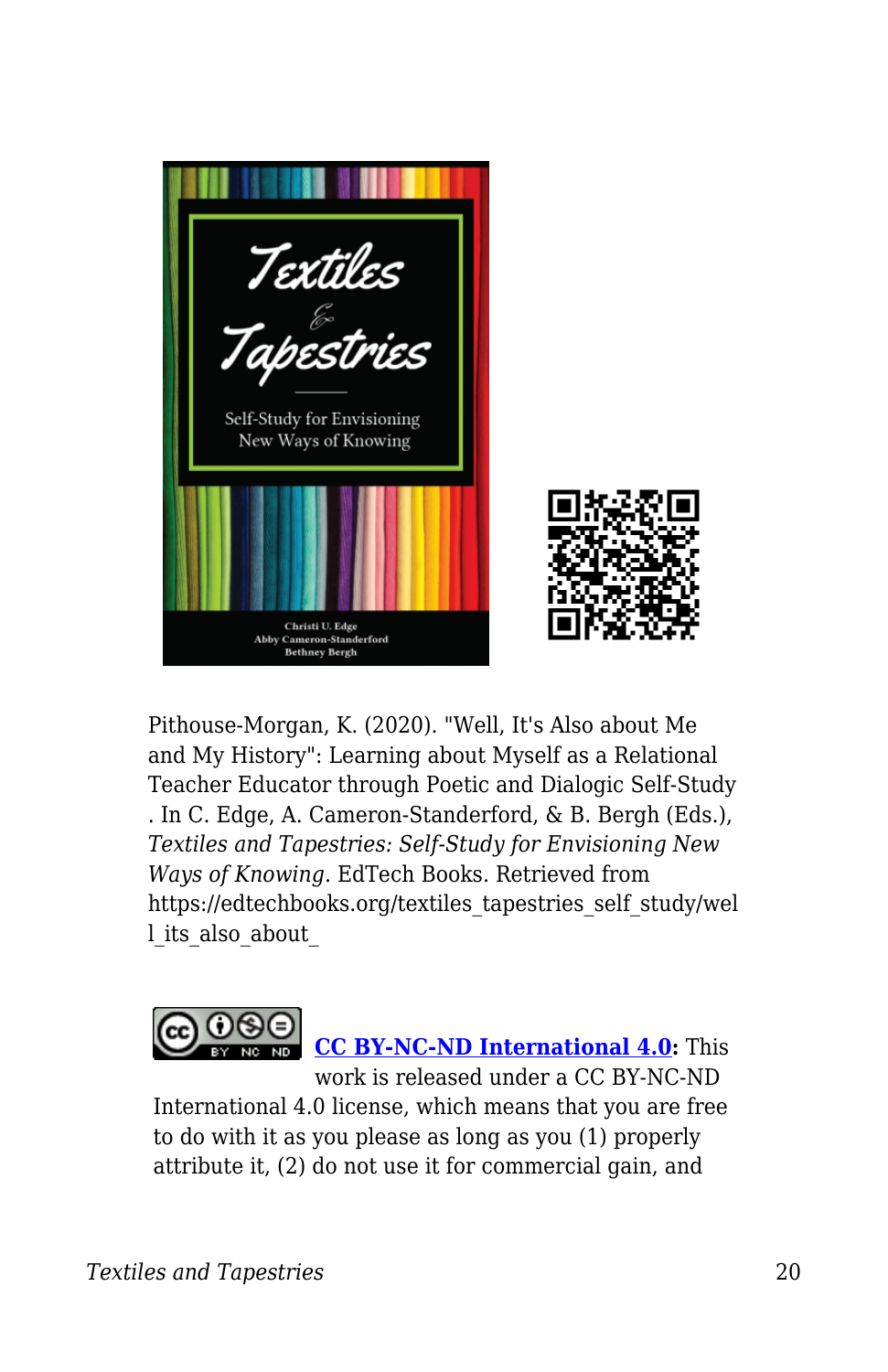Pithouse-Morgan, K. (2020). "Well, It's Also about Me and My History": Learning about Myself as a Relational Teacher Educator through Poetic and Dialogic Self-Study . In C. Edge, A. Cameron-Standerford, & B. Bergh (Eds.), *Textiles and Tapestries: Self-Study for Envisioning New Ways of Knowing*. EdTech Books. Retrieved from https://edtechbooks.org/textiles_tapestries_self_study/well_its_also_about_

**CC BY-NC-ND International 4.0:** This work is released under a CC BY-NC-ND International 4.0 license, which means that you are free to do with it as you please as long as you (1) properly attribute it, (2) do not use it for commercial gain, and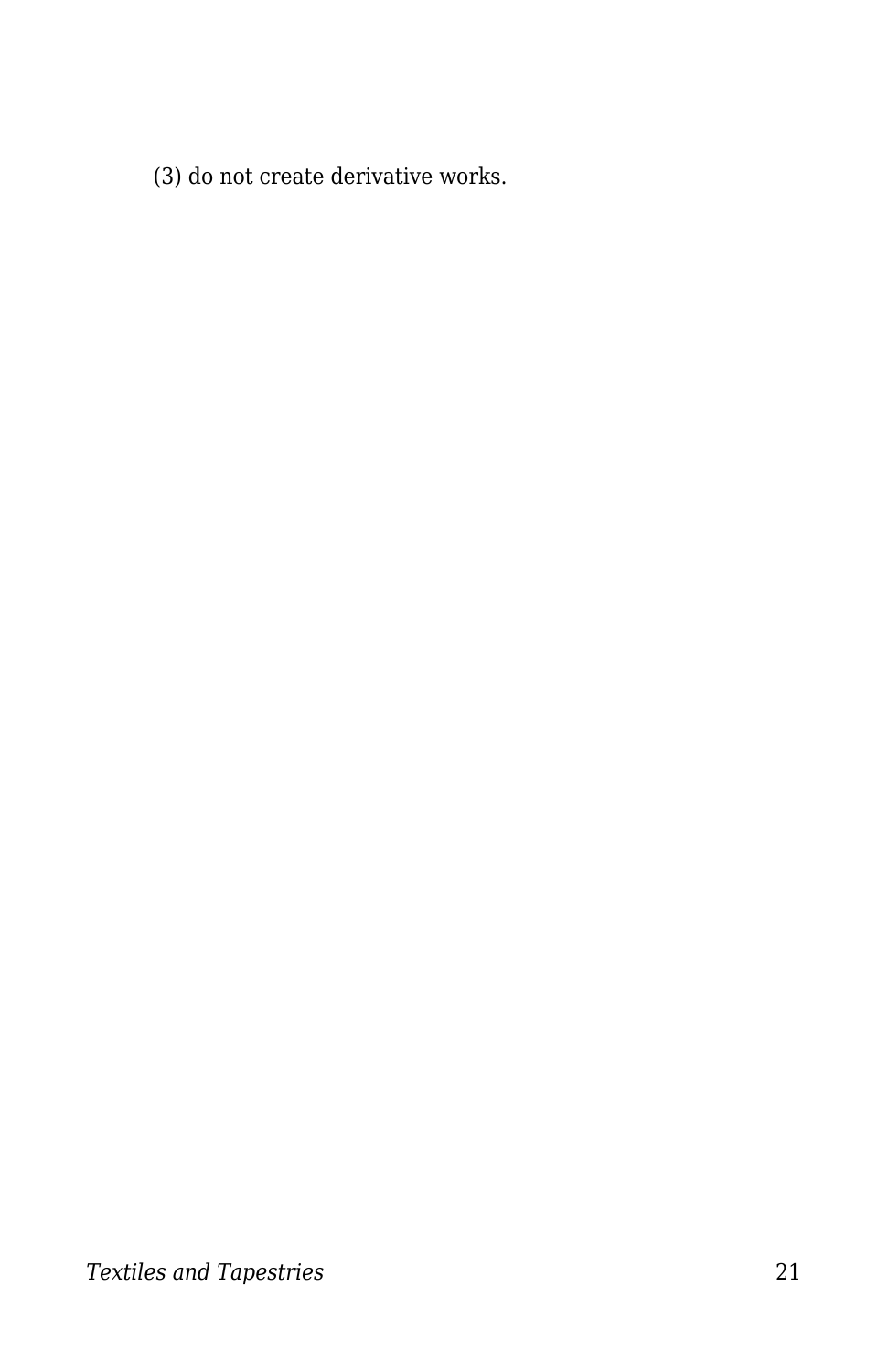(3) do not create derivative works.